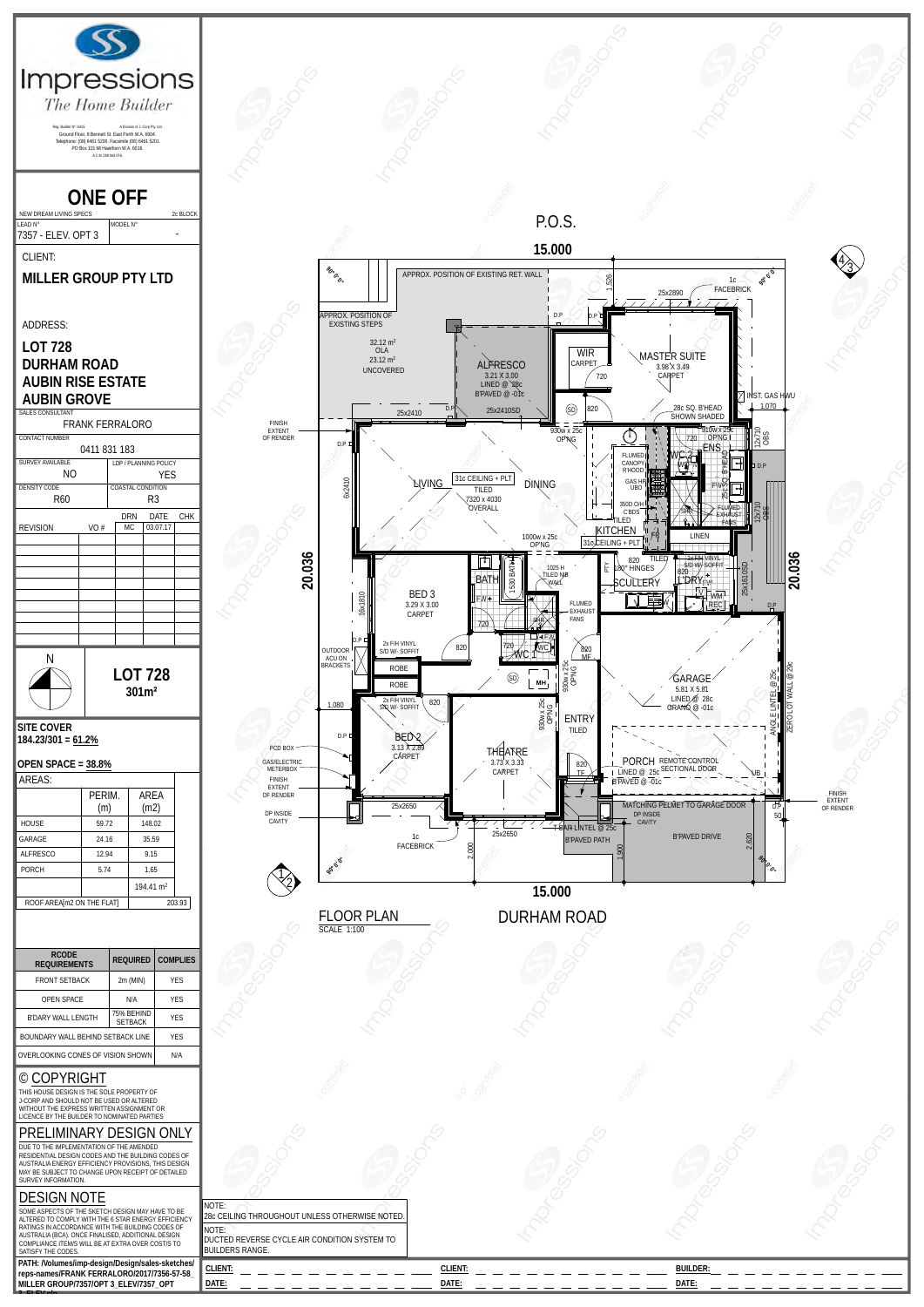# Impressions

*The Home Builder*

Reg. Builder N° 6415. A Division of J. Corp Pty Ltd. Ground Floor, 8 Bennett St. East Perth W.A. 6004. Telephone: (08) 6461 5200. Facsimile (08) 6461 5201. PO Box 115 Mt Hawthorn W.A. 6016. A.C.N. 009 063 574.

# ONE OFF

NEW DREAM LIVING SPECS — 2c BLOCK

| LEAD N° | MODEL N° |
|---|---|
| 7357 - ELEV. OPT 3 | - |

CLIENT:

**MILLER GROUP PTY LTD**

ADDRESS:

**LOT 728**
**DURHAM ROAD**
**AUBIN RISE ESTATE**
**AUBIN GROVE**

| SALES CONSULTANT | |
|---|---|
| FRANK FERRALORO | |
| CONTACT NUMBER | |
| 0411 831 183 | |
| SURVEY AVAILABLE | LDP / PLANNING POLICY |
| NO | YES |
| DENSITY CODE | COASTAL CONDITION |
| R60 | R3 |

| REVISION | VO # | DRN | DATE | CHK |
|---|---|---|---|---|
| | | MC | 03.07.17 | |

N

**LOT 728**
**301m²**

**SITE COVER**
**184.23/301 = 61.2%**

**OPEN SPACE = 38.8%**

AREAS:

| | PERIM. (m) | AREA (m2) |
|---|---|---|
| HOUSE | 59.72 | 148.02 |
| GARAGE | 24.16 | 35.59 |
| ALFRESCO | 12.94 | 9.15 |
| PORCH | 5.74 | 1.65 |
| | | 194.41 m² |
| ROOF AREA[m2 ON THE FLAT] | | 203.93 |

| RCODE REQUIREMENTS | REQUIRED | COMPLIES |
|---|---|---|
| FRONT SETBACK | 2m (MIN) | YES |
| OPEN SPACE | N/A | YES |
| B'DARY WALL LENGTH | 75% BEHIND SETBACK | YES |
| BOUNDARY WALL BEHIND SETBACK LINE | | YES |
| OVERLOOKING CONES OF VISION SHOWN | | N/A |

## © COPYRIGHT

THIS HOUSE DESIGN IS THE SOLE PROPERTY OF J-CORP AND SHOULD NOT BE USED OR ALTERED WITHOUT THE EXPRESS WRITTEN ASSIGNMENT OR LICENCE BY THE BUILDER TO NOMINATED PARTIES

## PRELIMINARY DESIGN ONLY

DUE TO THE IMPLEMENTATION OF THE AMENDED RESIDENTIAL DESIGN CODES AND THE BUILDING CODES OF AUSTRALIA ENERGY EFFICIENCY PROVISIONS, THIS DESIGN MAY BE SUBJECT TO CHANGE UPON RECEIPT OF DETAILED SURVEY INFORMATION.

## DESIGN NOTE

SOME ASPECTS OF THE SKETCH DESIGN MAY HAVE TO BE ALTERED TO COMPLY WITH THE 6 STAR ENERGY EFFICIENCY RATINGS IN ACCORDANCE WITH THE BUILDING CODES OF AUSTRALIA (BCA). ONCE FINALISED, ADDITIONAL DESIGN COMPLIANCE ITEMS WILL BE AT EXTRA OVER COST/S TO SATISFY THE CODES.

**PATH: /Volumes/imp-design/Design/sales-sketches/reps-names/FRANK FERRALORO/2017/7356-57-58_MILLER GROUP/7357/OPT 3_ELEV/7357_OPT 3_ELEV.pln**

P.O.S.

15.000

APPROX. POSITION OF EXISTING RET. WALL — APPROX. POSITION OF EXISTING STEPS — 32.12 m² OLA — 23.12 m² UNCOVERED — 1.526 — 1c FACEBRICK — 25x2890

ALFRESCO 3.21 X 3.00 LINED @ 28c B'PAVED @ -01c — 25x2410SD — 25x2410

WIR CARPET 720 — MASTER SUITE 3.96 X 3.49 CARPET — 28c SQ. B'HEAD SHOWN SHADED — INST. GAS HWU — 1,070

FINISH EXTENT OF RENDER — D.P — 930W x 25c OP'NG — 910W x 25c OP'NG — ENS — WC 2 — 720 — 12x710 OBS — FLUMED CANOPY R'HOOD — GAS HP UBD — 25c SQ. B'HEAD

LIVING — 31c CEILING + PLT TILED 7320 x 4030 OVERALL — DINING — 6x2410 — 350D O/H CBDS — TILED — KITCHEN — FR — 31c CEILING + PLT — 1000W x 25c OP'NG — FLUMED EXHAUST FANS — LINEN — 12x710 OBS

20.036 — 20.036

BATH — 1530 BATH — F/W — 1025 H TILED NIB WALL — PTY — 820 180° HINGES — SCULLERY — TILED — 820 — 2x F/H VINYL S/D W/ SOFFIT — DRY — WM — REC — 25x1610SD

BED 3 3.29 X 3.00 CARPET — 16x1810 — 720 — 820 — FLUMED EXHAUST FANS — WC 1 — SHR — OUTDOOR ACU ON BRACKETS — 2x F/H VINYL S/D W/ SOFFIT — ROBE — ROBE — MH — SD — 820 MF — 930W x 25c OP'NG

GARAGE 5.81 X 5.81 LINED @ 28c GRANO @ -01c — ANGLE LINTEL @ 25c — ZERO LOT WALL @ 29c

1,080 — 2x F/H VINYL S/D W/ SOFFIT — 820 — BED 2 3.13 X 2.89 CARPET — THEATRE 3.73 X 3.33 CARPET — 930W x 25c OP'NG — ENTRY TILED — 820 — TE

PCD BOX — GAS/ELECTRIC METERBOX — FINISH EXTENT OF RENDER — DP INSIDE CAVITY — PORCH LINED @ 25c B'PAVED @ -01c — REMOTE CONTROL SECTIONAL DOOR — UB — MATCHING PELMET TO GARAGE DOOR — DP INSIDE CAVITY — FINISH EXTENT OF RENDER — 50

25x2650 — 1c FACEBRICK — 2,000 — 25x2650 — 1 BAR LINTEL @ 25c — B'PAVED PATH — 1,900 — B'PAVED DRIVE — 2,620

90° 0' 0"

15.000

FLOOR PLAN
SCALE 1:100

DURHAM ROAD

NOTE:
28c CEILING THROUGHOUT UNLESS OTHERWISE NOTED.

NOTE:
DUCTED REVERSE CYCLE AIR CONDITION SYSTEM TO BUILDERS RANGE.

| CLIENT: | CLIENT: | BUILDER: |
|---|---|---|
| DATE: | DATE: | DATE: |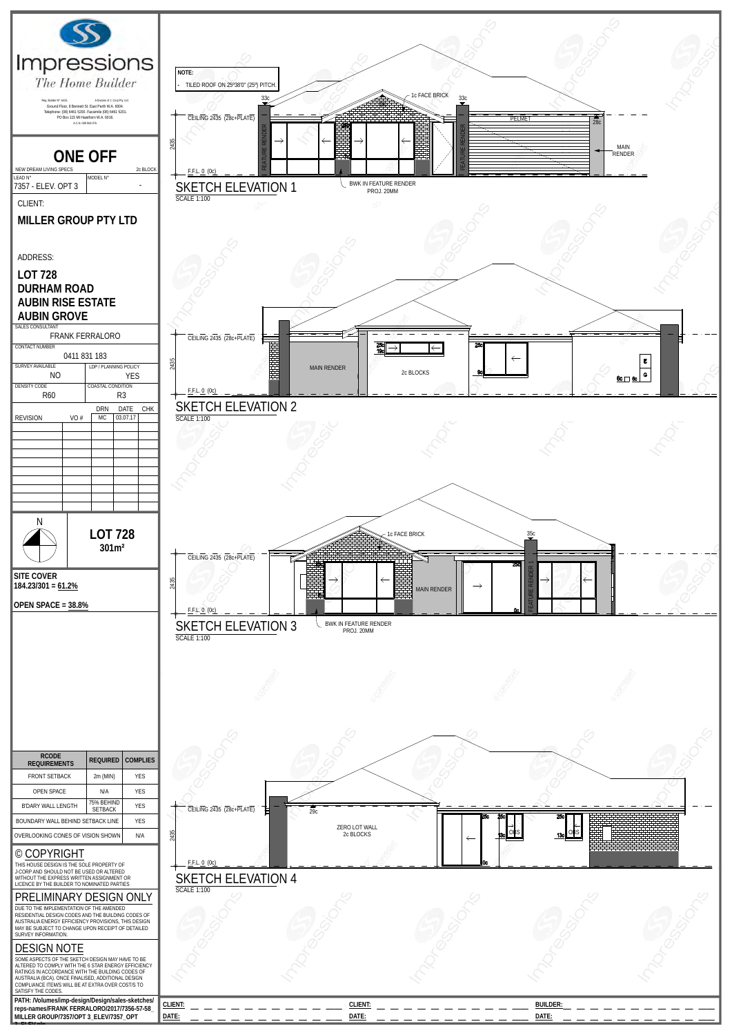# Impressions
*The Home Builder*

Reg. Builder N° 6415 A Division of J. Corp Pty Ltd.
Ground Floor, 8 Bennett St. East Perth W.A. 6004.
Telephone: (08) 6461 5200 Facsimile (08) 6461 5201.
PO Box 115 Mt Hawthorn W.A. 6016.
A.C.N. 009 063 076

## ONE OFF

| | | |
|---|---|---|
| NEW DREAM LIVING SPECS | | 2c BLOCK |
| LEAD N° 7357 - ELEV. OPT 3 | MODEL N° - | |

CLIENT:

**MILLER GROUP PTY LTD**

ADDRESS:

**LOT 728**
**DURHAM ROAD**
**AUBIN RISE ESTATE**
**AUBIN GROVE**

| | |
|---|---|
| SALES CONSULTANT: FRANK FERRALORO | |
| CONTACT NUMBER: 0411 831 183 | |
| SURVEY AVAILABLE: NO | LDP / PLANNING POLICY: YES |
| DENSITY CODE: R60 | COASTAL CONDITION: R3 |

| REVISION | VO # | DRN | DATE | CHK |
|---|---|---|---|---|
| | | MC | 03.07.17 | |

N

**LOT 728**
**301m²**

**SITE COVER**
**184.23/301 = 61.2%**

**OPEN SPACE = 38.8%**

| RCODE REQUIREMENTS | REQUIRED | COMPLIES |
|---|---|---|
| FRONT SETBACK | 2m (MIN) | YES |
| OPEN SPACE | N/A | YES |
| B'DARY WALL LENGTH | 75% BEHIND SETBACK | YES |
| BOUNDARY WALL BEHIND SETBACK LINE | | YES |
| OVERLOOKING CONES OF VISION SHOWN | | N/A |

## © COPYRIGHT

THIS HOUSE DESIGN IS THE SOLE PROPERTY OF J-CORP AND SHOULD NOT BE USED OR ALTERED WITHOUT THE EXPRESS WRITTEN ASSIGNMENT OR LICENCE BY THE BUILDER TO NOMINATED PARTIES

## PRELIMINARY DESIGN ONLY

DUE TO THE IMPLEMENTATION OF THE AMENDED RESIDENTIAL DESIGN CODES AND THE BUILDING CODES OF AUSTRALIA ENERGY EFFICIENCY PROVISIONS, THIS DESIGN MAY BE SUBJECT TO CHANGE UPON RECEIPT OF DETAILED SURVEY INFORMATION.

## DESIGN NOTE

SOME ASPECTS OF THE SKETCH DESIGN MAY HAVE TO BE ALTERED TO COMPLY WITH THE 6 STAR ENERGY EFFICIENCY RATINGS IN ACCORDANCE WITH THE BUILDING CODES OF AUSTRALIA (BCA). ONCE FINALISED, ADDITIONAL DESIGN COMPLIANCE ITEMS WILL BE AT EXTRA OVER COST/S TO SATISFY THE CODES.

**PATH: /Volumes/imp-design/Design/sales-sketches/reps-names/FRANK FERRALORO/2017/7356-57-58_MILLER GROUP/7357/OPT 3_ELEV/7357_OPT 3_ELEV.pln**

NOTE:
- TILED ROOF ON 25°38'0" (25º) PITCH.

## SKETCH ELEVATION 1
SCALE 1:100

1c FACE BRICK
33c
33c
CEILING 2435 (28c+PLATE)
PELMET
28c
FEATURE RENDER
FEATURE RENDER
MAIN RENDER
2435
F.F.L. 0 (0c)
BWK IN FEATURE RENDER PROJ. 20MM

## SKETCH ELEVATION 2
SCALE 1:100

CEILING 2435 (28c+PLATE)
MAIN RENDER
2c BLOCKS
25c
19c
25c
9c
E
G
6c
6c
2435
F.F.L. 0 (0c)

## SKETCH ELEVATION 3
SCALE 1:100

1c FACE BRICK
35c
CEILING 2435 (28c+PLATE)
25c
MAIN RENDER
FEATURE RENDER 1
0c
2435
F.F.L. 0 (0c)
BWK IN FEATURE RENDER PROJ. 20MM

## SKETCH ELEVATION 4
SCALE 1:100

CEILING 2435 (28c+PLATE)
29c
ZERO LOT WALL
2c BLOCKS
25c
25c
13c
OBS
25c
13c
OBS
0c
2435
F.F.L. 0 (0c)

**CLIENT:** ______ **CLIENT:** ______ **BUILDER:** ______
**DATE:** ______ **DATE:** ______ **DATE:** ______